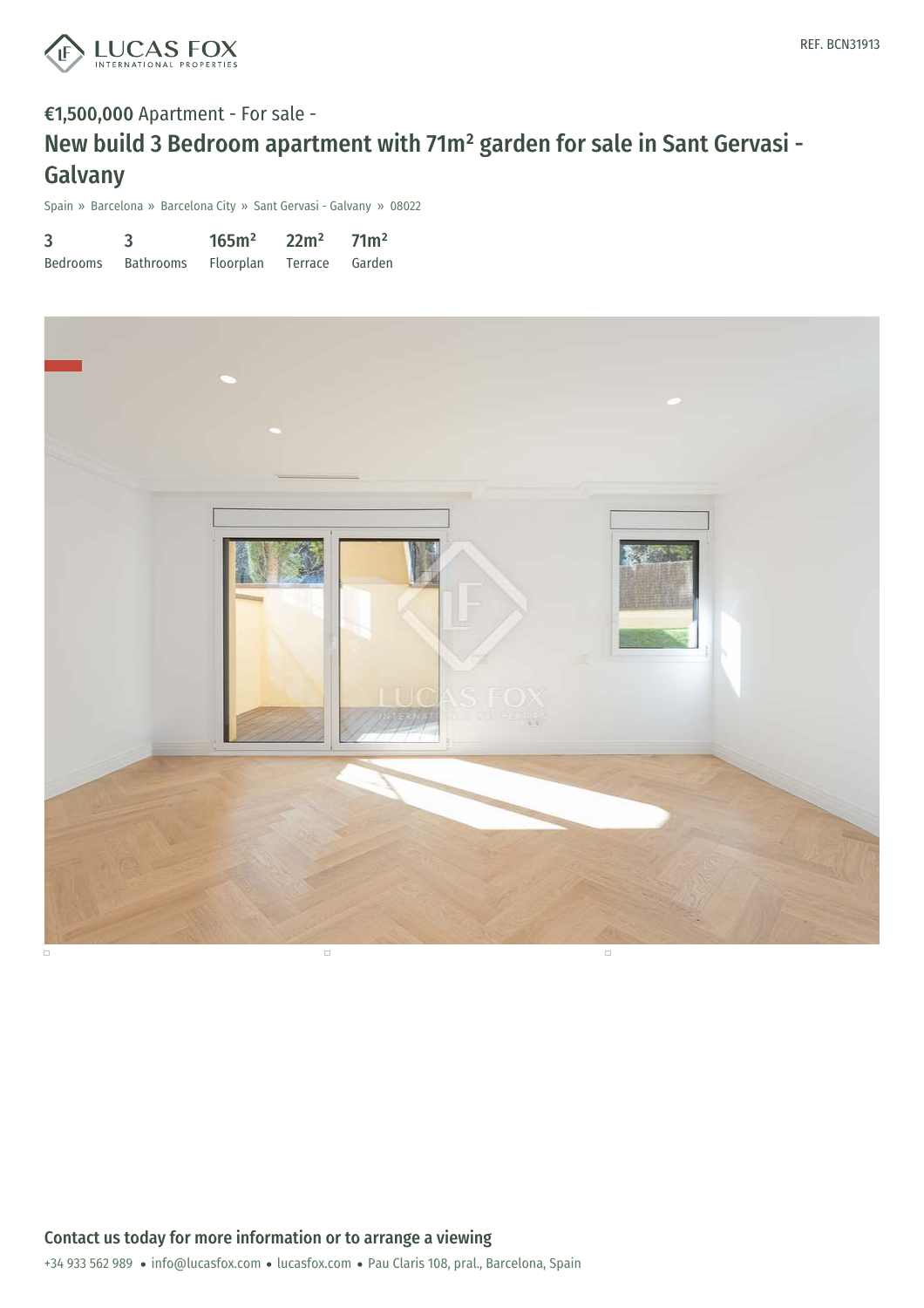REF. BCN31913

**€1,500,000** Apartment - For sale -

# New build 3 Bedroom apartment with 71m² garden for sale in Sant Gervasi - Galvany

Spain » Barcelona » Barcelona City » Sant Gervasi - Galvany » 08022

| 3 | 3 | 165m² | 22m² | 71m² |
|---|---|---|---|---|
| Bedrooms | Bathrooms | Floorplan | Terrace | Garden |

## Contact us today for more information or to arrange a viewing

+34 933 562 989 • info@lucasfox.com • lucasfox.com • Pau Claris 108, pral., Barcelona, Spain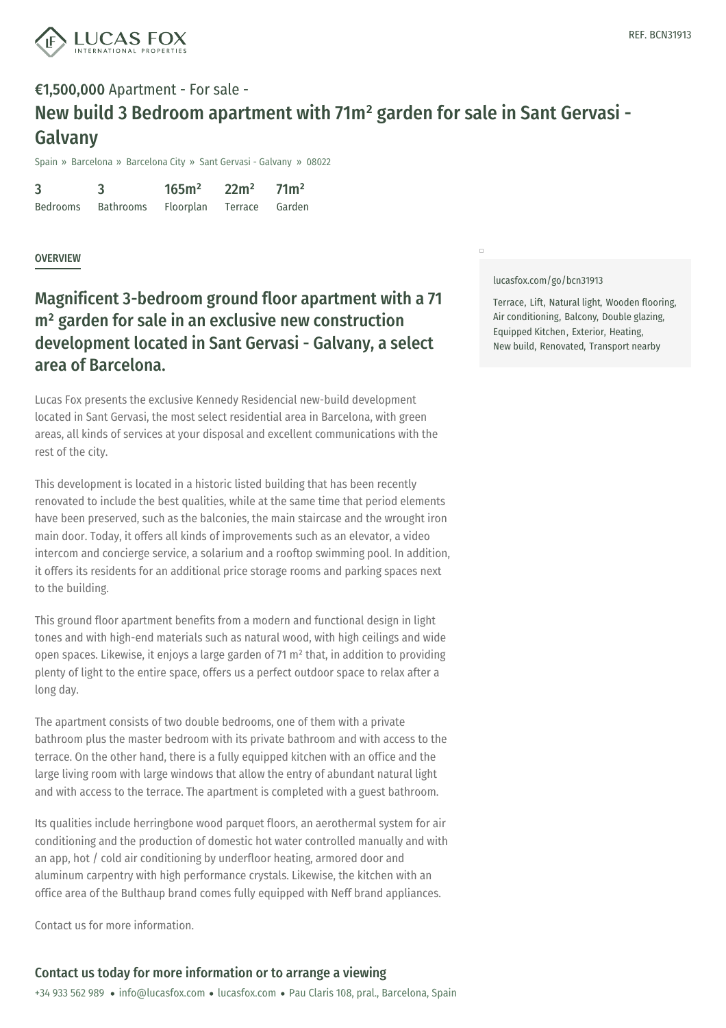LUCAS FOX INTERNATIONAL PROPERTIES

REF. BCN31913

**€1,500,000** Apartment - For sale -

# New build 3 Bedroom apartment with 71m² garden for sale in Sant Gervasi - Galvany

Spain » Barcelona » Barcelona City » Sant Gervasi - Galvany » 08022

| 3 | 3 | 165m² | 22m² | 71m² |
|---|---|---|---|---|
| Bedrooms | Bathrooms | Floorplan | Terrace | Garden |

## OVERVIEW

lucasfox.com/go/bcn31913

Terrace, Lift, Natural light, Wooden flooring, Air conditioning, Balcony, Double glazing, Equipped Kitchen, Exterior, Heating, New build, Renovated, Transport nearby

## Magnificent 3-bedroom ground floor apartment with a 71 m² garden for sale in an exclusive new construction development located in Sant Gervasi - Galvany, a select area of Barcelona.

Lucas Fox presents the exclusive Kennedy Residencial new-build development located in Sant Gervasi, the most select residential area in Barcelona, with green areas, all kinds of services at your disposal and excellent communications with the rest of the city.

This development is located in a historic listed building that has been recently renovated to include the best qualities, while at the same time that period elements have been preserved, such as the balconies, the main staircase and the wrought iron main door. Today, it offers all kinds of improvements such as an elevator, a video intercom and concierge service, a solarium and a rooftop swimming pool. In addition, it offers its residents for an additional price storage rooms and parking spaces next to the building.

This ground floor apartment benefits from a modern and functional design in light tones and with high-end materials such as natural wood, with high ceilings and wide open spaces. Likewise, it enjoys a large garden of 71 m² that, in addition to providing plenty of light to the entire space, offers us a perfect outdoor space to relax after a long day.

The apartment consists of two double bedrooms, one of them with a private bathroom plus the master bedroom with its private bathroom and with access to the terrace. On the other hand, there is a fully equipped kitchen with an office and the large living room with large windows that allow the entry of abundant natural light and with access to the terrace. The apartment is completed with a guest bathroom.

Its qualities include herringbone wood parquet floors, an aerothermal system for air conditioning and the production of domestic hot water controlled manually and with an app, hot / cold air conditioning by underfloor heating, armored door and aluminum carpentry with high performance crystals. Likewise, the kitchen with an office area of the Bulthaup brand comes fully equipped with Neff brand appliances.

Contact us for more information.

### Contact us today for more information or to arrange a viewing

+34 933 562 989 • info@lucasfox.com • lucasfox.com • Pau Claris 108, pral., Barcelona, Spain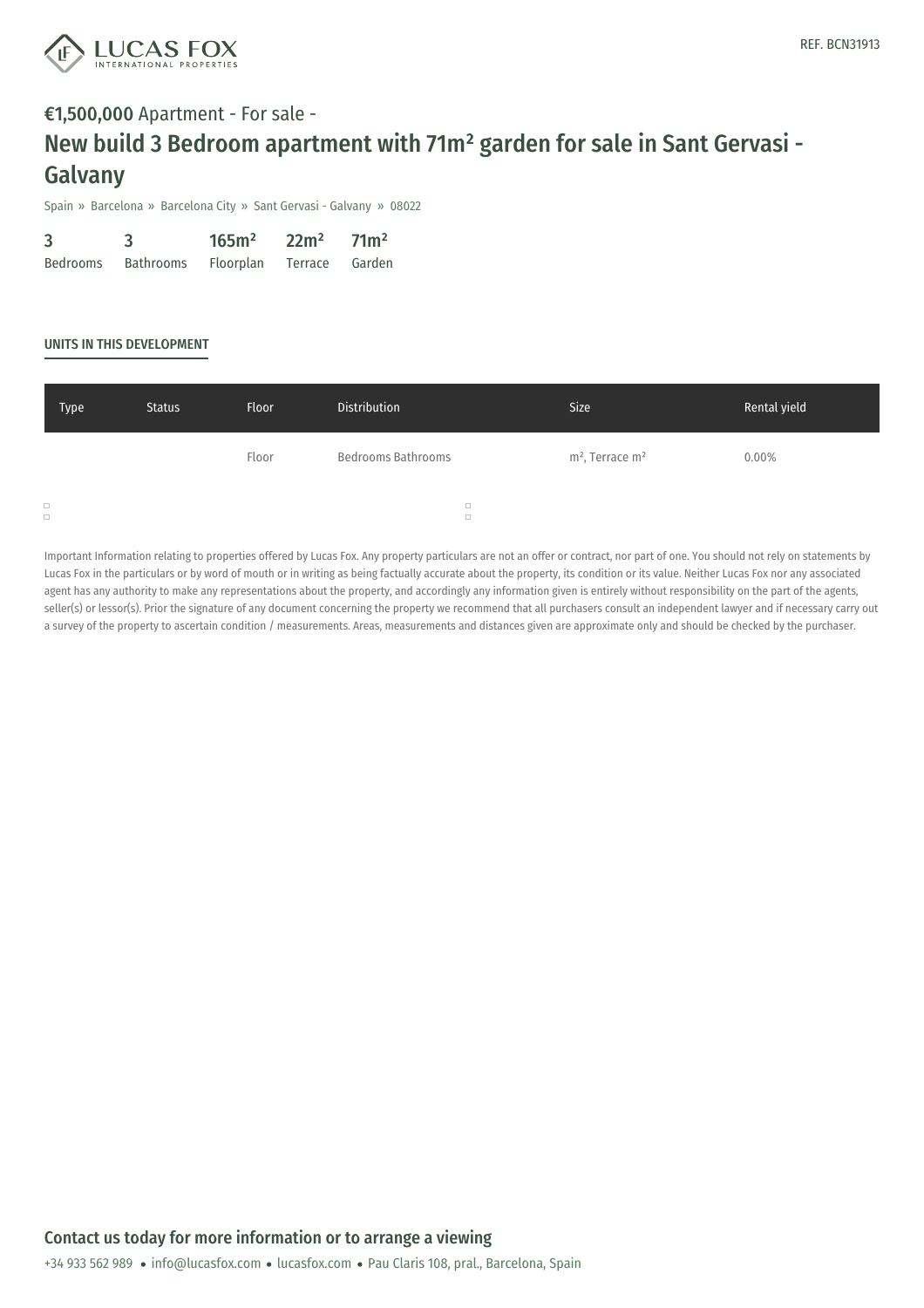**€1,500,000** Apartment - For sale -

# New build 3 Bedroom apartment with 71m² garden for sale in Sant Gervasi - Galvany

Spain » Barcelona » Barcelona City » Sant Gervasi - Galvany » 08022

| 3 | 3 | 165m² | 22m² | 71m² |
|---|---|---|---|---|
| Bedrooms | Bathrooms | Floorplan | Terrace | Garden |

## UNITS IN THIS DEVELOPMENT

| Type | Status | Floor | Distribution | Size | Rental yield |
|---|---|---|---|---|---|
| | | Floor | Bedrooms Bathrooms | m², Terrace m² | 0.00% |

Important Information relating to properties offered by Lucas Fox. Any property particulars are not an offer or contract, nor part of one. You should not rely on statements by Lucas Fox in the particulars or by word of mouth or in writing as being factually accurate about the property, its condition or its value. Neither Lucas Fox nor any associated agent has any authority to make any representations about the property, and accordingly any information given is entirely without responsibility on the part of the agents, seller(s) or lessor(s). Prior the signature of any document concerning the property we recommend that all purchasers consult an independent lawyer and if necessary carry out a survey of the property to ascertain condition / measurements. Areas, measurements and distances given are approximate only and should be checked by the purchaser.

## Contact us today for more information or to arrange a viewing

+34 933 562 989 • info@lucasfox.com • lucasfox.com • Pau Claris 108, pral., Barcelona, Spain